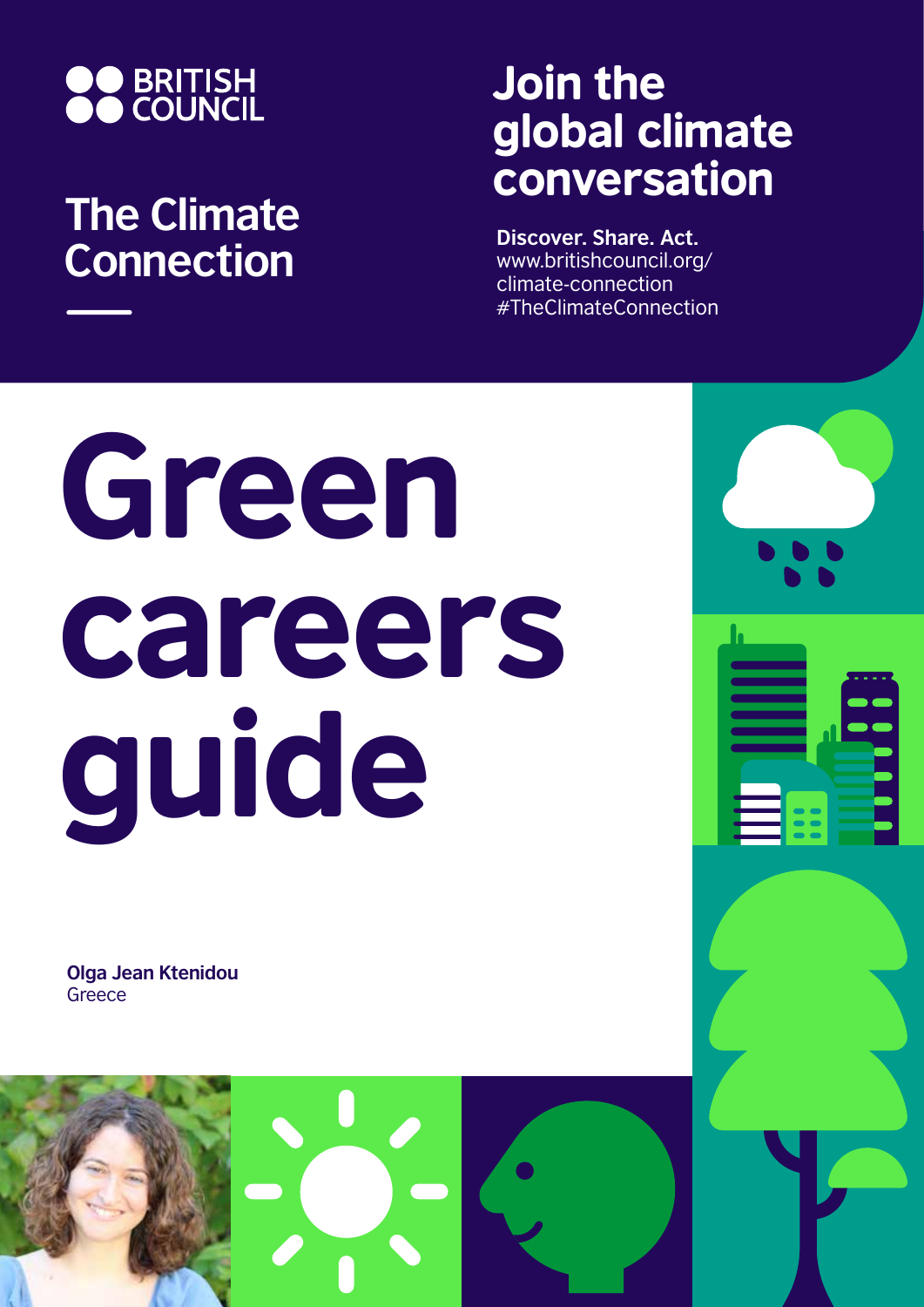BRITISH COUNCIL

## The Climate Connection

## Join the global climate conversation

**Discover. Share. Act.**
www.britishcouncil.org/climate-connection
#TheClimateConnection

# Green careers guide

**Olga Jean Ktenidou**
Greece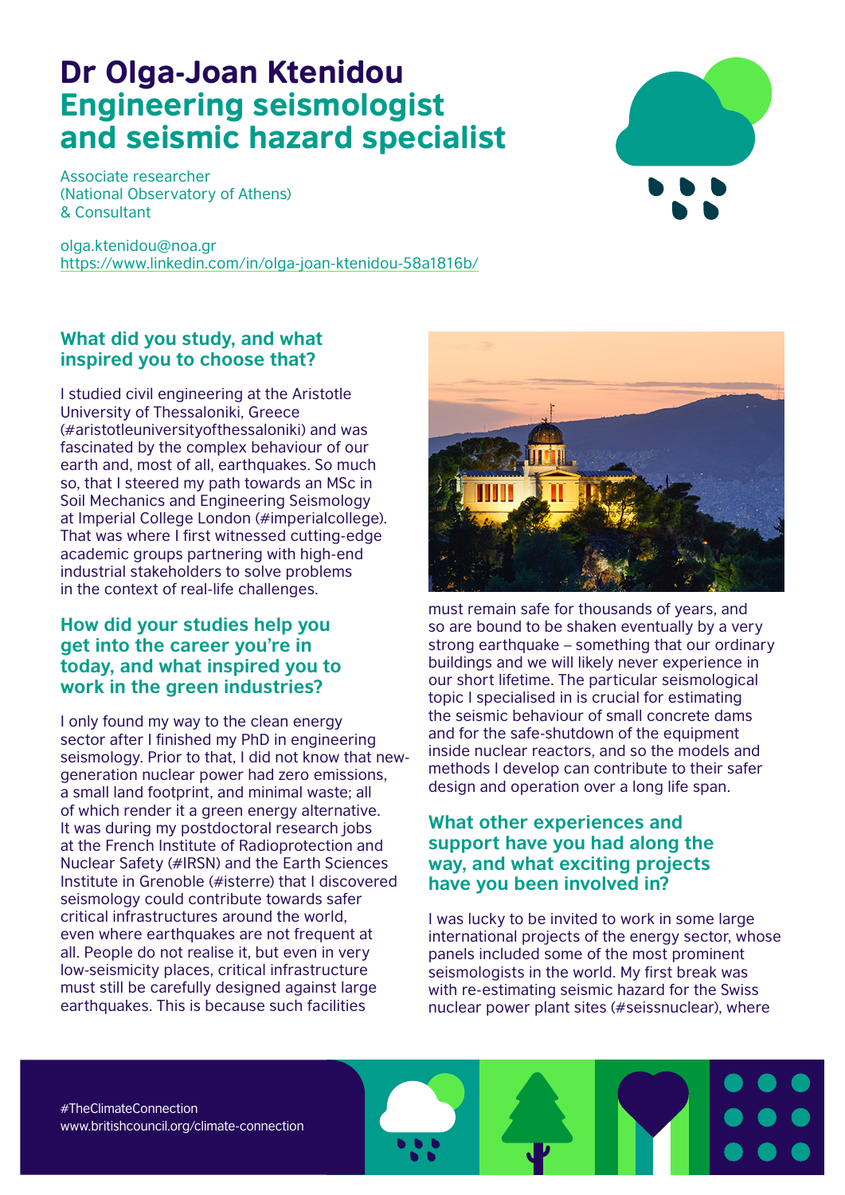# Dr Olga-Joan Ktenidou
## Engineering seismologist and seismic hazard specialist

Associate researcher
(National Observatory of Athens)
& Consultant

olga.ktenidou@noa.gr
https://www.linkedin.com/in/olga-joan-ktenidou-58a1816b/

### What did you study, and what inspired you to choose that?

I studied civil engineering at the Aristotle University of Thessaloniki, Greece (#aristotleuniversityofthessaloniki) and was fascinated by the complex behaviour of our earth and, most of all, earthquakes. So much so, that I steered my path towards an MSc in Soil Mechanics and Engineering Seismology at Imperial College London (#imperialcollege). That was where I first witnessed cutting-edge academic groups partnering with high-end industrial stakeholders to solve problems in the context of real-life challenges.

### How did your studies help you get into the career you're in today, and what inspired you to work in the green industries?

I only found my way to the clean energy sector after I finished my PhD in engineering seismology. Prior to that, I did not know that new-generation nuclear power had zero emissions, a small land footprint, and minimal waste; all of which render it a green energy alternative. It was during my postdoctoral research jobs at the French Institute of Radioprotection and Nuclear Safety (#IRSN) and the Earth Sciences Institute in Grenoble (#isterre) that I discovered seismology could contribute towards safer critical infrastructures around the world, even where earthquakes are not frequent at all. People do not realise it, but even in very low-seismicity places, critical infrastructure must still be carefully designed against large earthquakes. This is because such facilities must remain safe for thousands of years, and so are bound to be shaken eventually by a very strong earthquake – something that our ordinary buildings and we will likely never experience in our short lifetime. The particular seismological topic I specialised in is crucial for estimating the seismic behaviour of small concrete dams and for the safe-shutdown of the equipment inside nuclear reactors, and so the models and methods I develop can contribute to their safer design and operation over a long life span.

### What other experiences and support have you had along the way, and what exciting projects have you been involved in?

I was lucky to be invited to work in some large international projects of the energy sector, whose panels included some of the most prominent seismologists in the world. My first break was with re-estimating seismic hazard for the Swiss nuclear power plant sites (#seissnuclear), where

#TheClimateConnection
www.britishcouncil.org/climate-connection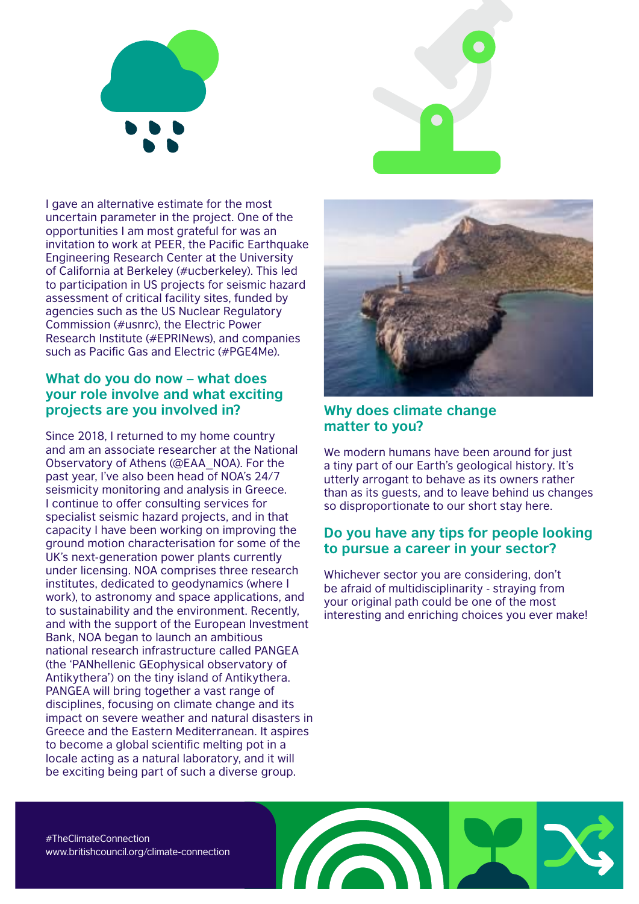I gave an alternative estimate for the most uncertain parameter in the project. One of the opportunities I am most grateful for was an invitation to work at PEER, the Pacific Earthquake Engineering Research Center at the University of California at Berkeley (#ucberkeley). This led to participation in US projects for seismic hazard assessment of critical facility sites, funded by agencies such as the US Nuclear Regulatory Commission (#usnrc), the Electric Power Research Institute (#EPRINews), and companies such as Pacific Gas and Electric (#PGE4Me).

## What do you do now – what does your role involve and what exciting projects are you involved in?

Since 2018, I returned to my home country and am an associate researcher at the National Observatory of Athens (@EAA_NOA). For the past year, I've also been head of NOA's 24/7 seismicity monitoring and analysis in Greece. I continue to offer consulting services for specialist seismic hazard projects, and in that capacity I have been working on improving the ground motion characterisation for some of the UK's next-generation power plants currently under licensing. NOA comprises three research institutes, dedicated to geodynamics (where I work), to astronomy and space applications, and to sustainability and the environment. Recently, and with the support of the European Investment Bank, NOA began to launch an ambitious national research infrastructure called PANGEA (the 'PANhellenic GEophysical observatory of Antikythera') on the tiny island of Antikythera. PANGEA will bring together a vast range of disciplines, focusing on climate change and its impact on severe weather and natural disasters in Greece and the Eastern Mediterranean. It aspires to become a global scientific melting pot in a locale acting as a natural laboratory, and it will be exciting being part of such a diverse group.

## Why does climate change matter to you?

We modern humans have been around for just a tiny part of our Earth's geological history. It's utterly arrogant to behave as its owners rather than as its guests, and to leave behind us changes so disproportionate to our short stay here.

## Do you have any tips for people looking to pursue a career in your sector?

Whichever sector you are considering, don't be afraid of multidisciplinarity - straying from your original path could be one of the most interesting and enriching choices you ever make!

#TheClimateConnection
www.britishcouncil.org/climate-connection